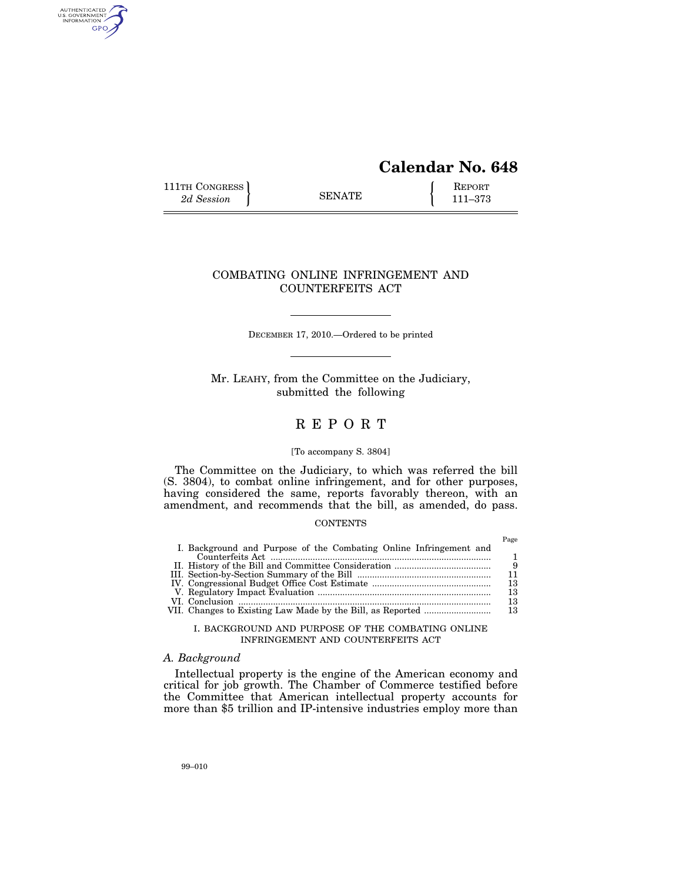# Calendar No. 648

111TH CONGRESS
*2d Session*

SENATE

REPORT
111–373

## COMBATING ONLINE INFRINGEMENT AND COUNTERFEITS ACT

DECEMBER 17, 2010.—Ordered to be printed

Mr. LEAHY, from the Committee on the Judiciary, submitted the following

# REPORT

[To accompany S. 3804]

The Committee on the Judiciary, to which was referred the bill (S. 3804), to combat online infringement, and for other purposes, having considered the same, reports favorably thereon, with an amendment, and recommends that the bill, as amended, do pass.

CONTENTS

| | Page |
|---|---|
| I. Background and Purpose of the Combating Online Infringement and Counterfeits Act | 1 |
| II. History of the Bill and Committee Consideration | 9 |
| III. Section-by-Section Summary of the Bill | 11 |
| IV. Congressional Budget Office Cost Estimate | 13 |
| V. Regulatory Impact Evaluation | 13 |
| VI. Conclusion | 13 |
| VII. Changes to Existing Law Made by the Bill, as Reported | 13 |

## I. BACKGROUND AND PURPOSE OF THE COMBATING ONLINE INFRINGEMENT AND COUNTERFEITS ACT

### *A. Background*

Intellectual property is the engine of the American economy and critical for job growth. The Chamber of Commerce testified before the Committee that American intellectual property accounts for more than $5 trillion and IP-intensive industries employ more than

99–010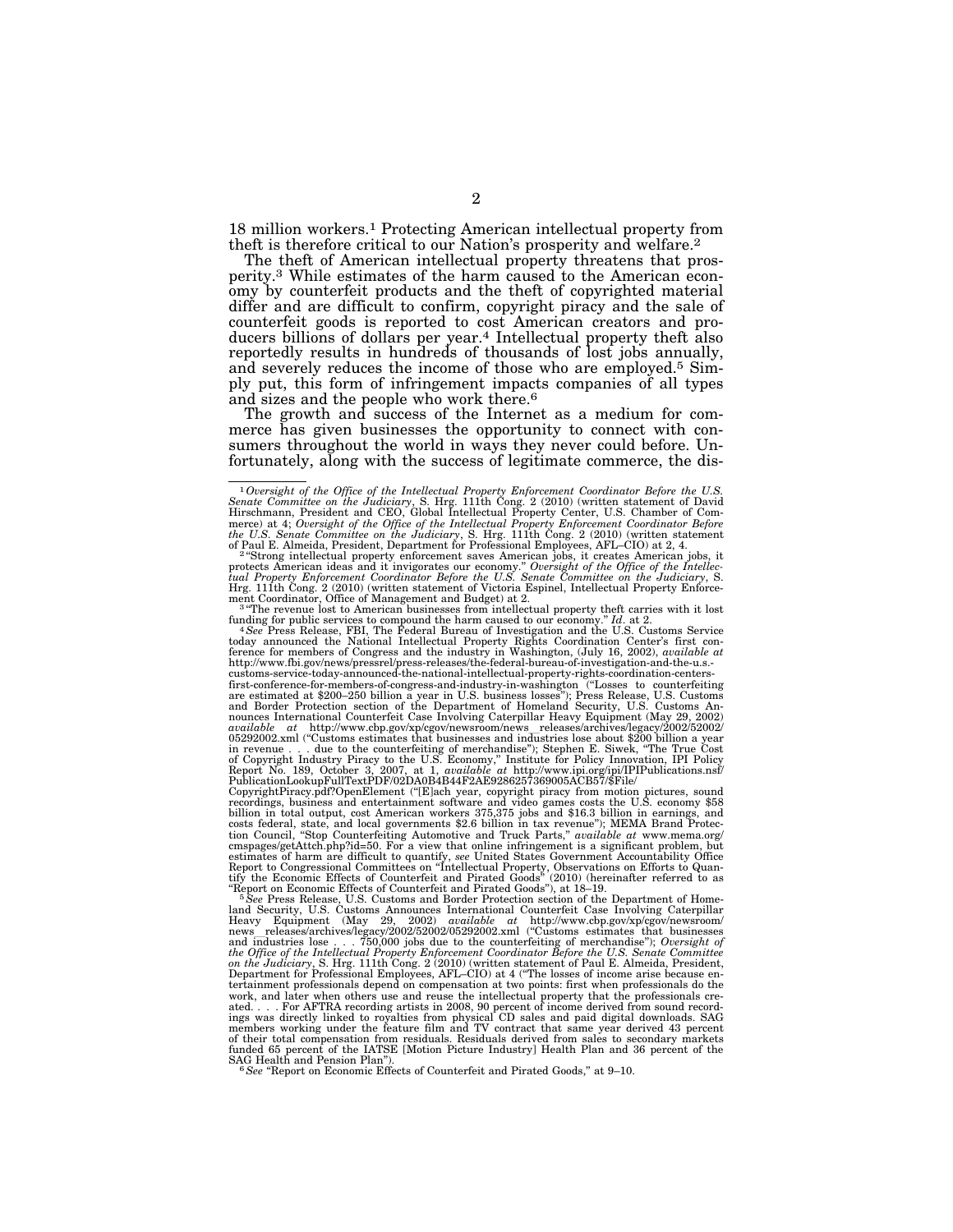18 million workers.[1] Protecting American intellectual property from theft is therefore critical to our Nation's prosperity and welfare.[2]

The theft of American intellectual property threatens that prosperity.[3] While estimates of the harm caused to the American economy by counterfeit products and the theft of copyrighted material differ and are difficult to confirm, copyright piracy and the sale of counterfeit goods is reported to cost American creators and producers billions of dollars per year.[4] Intellectual property theft also reportedly results in hundreds of thousands of lost jobs annually, and severely reduces the income of those who are employed.[5] Simply put, this form of infringement impacts companies of all types and sizes and the people who work there.[6]

The growth and success of the Internet as a medium for commerce has given businesses the opportunity to connect with consumers throughout the world in ways they never could before. Unfortunately, along with the success of legitimate commerce, the dis-

---

[1] *Oversight of the Office of the Intellectual Property Enforcement Coordinator Before the U.S. Senate Committee on the Judiciary*, S. Hrg. 111th Cong. 2 (2010) (written statement of David Hirschmann, President and CEO, Global Intellectual Property Center, U.S. Chamber of Commerce) at 4; *Oversight of the Office of the Intellectual Property Enforcement Coordinator Before the U.S. Senate Committee on the Judiciary*, S. Hrg. 111th Cong. 2 (2010) (written statement of Paul E. Almeida, President, Department for Professional Employees, AFL–CIO) at 2, 4.

[2] "Strong intellectual property enforcement saves American jobs, it creates American jobs, it protects American ideas and it invigorates our economy." *Oversight of the Office of the Intellectual Property Enforcement Coordinator Before the U.S. Senate Committee on the Judiciary*, S. Hrg. 111th Cong. 2 (2010) (written statement of Victoria Espinel, Intellectual Property Enforcement Coordinator, Office of Management and Budget) at 2.

[3] "The revenue lost to American businesses from intellectual property theft carries with it lost funding for public services to compound the harm caused to our economy." *Id.* at 2.

[4] *See* Press Release, FBI, The Federal Bureau of Investigation and the U.S. Customs Service today announced the National Intellectual Property Rights Coordination Center's first conference for members of Congress and the industry in Washington, (July 16, 2002), *available at* http://www.fbi.gov/news/pressrel/press-releases/the-federal-bureau-of-investigation-and-the-u.s.-customs-service-today-announced-the-national-intellectual-property-rights-coordination-centers-first-conference-for-members-of-congress-and-industry-in-washington ("Losses to counterfeiting are estimated at $200–250 billion a year in U.S. business losses"); Press Release, U.S. Customs and Border Protection section of the Department of Homeland Security, U.S. Customs Announces International Counterfeit Case Involving Caterpillar Heavy Equipment (May 29, 2002) *available at* http://www.cbp.gov/xp/cgov/newsroom/news_releases/archives/legacy/2002/52002/05292002.xml ("Customs estimates that businesses and industries lose about $200 billion a year in revenue . . . due to the counterfeiting of merchandise"); Stephen E. Siwek, "The True Cost of Copyright Industry Piracy to the U.S. Economy," Institute for Policy Innovation, IPI Policy Report No. 189, October 3, 2007, at 1, *available at* http://www.ipi.org/ipi/IPIPublications.nsf/PublicationLookupFullTextPDF/02DA0B4B44F2AE9286257369005ACB57/$File/CopyrightPiracy.pdf?OpenElement ("[E]ach year, copyright piracy from motion pictures, sound recordings, business and entertainment software and video games costs the U.S. economy $58 billion in total output, cost American workers 375,375 jobs and $16.3 billion in earnings, and costs federal, state, and local governments $2.6 billion in tax revenue"); MEMA Brand Protection Council, "Stop Counterfeiting Automotive and Truck Parts," *available at* www.mema.org/cmspages/getAttch.php?id=50. For a view that online infringement is a significant problem, but estimates of harm are difficult to quantify, *see* United States Government Accountability Office Report to Congressional Committees on "Intellectual Property, Observations on Efforts to Quantify the Economic Effects of Counterfeit and Pirated Goods" (2010) (hereinafter referred to as "Report on Economic Effects of Counterfeit and Pirated Goods"), at 18–19.

[5] *See* Press Release, U.S. Customs and Border Protection section of the Department of Homeland Security, U.S. Customs Announces International Counterfeit Case Involving Caterpillar Heavy Equipment (May 29, 2002) *available at* http://www.cbp.gov/xp/cgov/newsroom/news_releases/archives/legacy/2002/52002/05292002.xml ("Customs estimates that businesses and industries lose . . . 750,000 jobs due to the counterfeiting of merchandise"); *Oversight of the Office of the Intellectual Property Enforcement Coordinator Before the U.S. Senate Committee on the Judiciary*, S. Hrg. 111th Cong. 2 (2010) (written statement of Paul E. Almeida, President, Department for Professional Employees, AFL–CIO) at 4 ("The losses of income arise because entertainment professionals depend on compensation at two points: first when professionals do the work, and later when others use and reuse the intellectual property that the professionals created. . . . For AFTRA recording artists in 2008, 90 percent of income derived from sound recordings was directly linked to royalties from physical CD sales and paid digital downloads. SAG members working under the feature film and TV contract that same year derived 43 percent of their total compensation from residuals. Residuals derived from sales to secondary markets funded 65 percent of the IATSE [Motion Picture Industry] Health Plan and 36 percent of the SAG Health and Pension Plan").

[6] *See* "Report on Economic Effects of Counterfeit and Pirated Goods," at 9–10.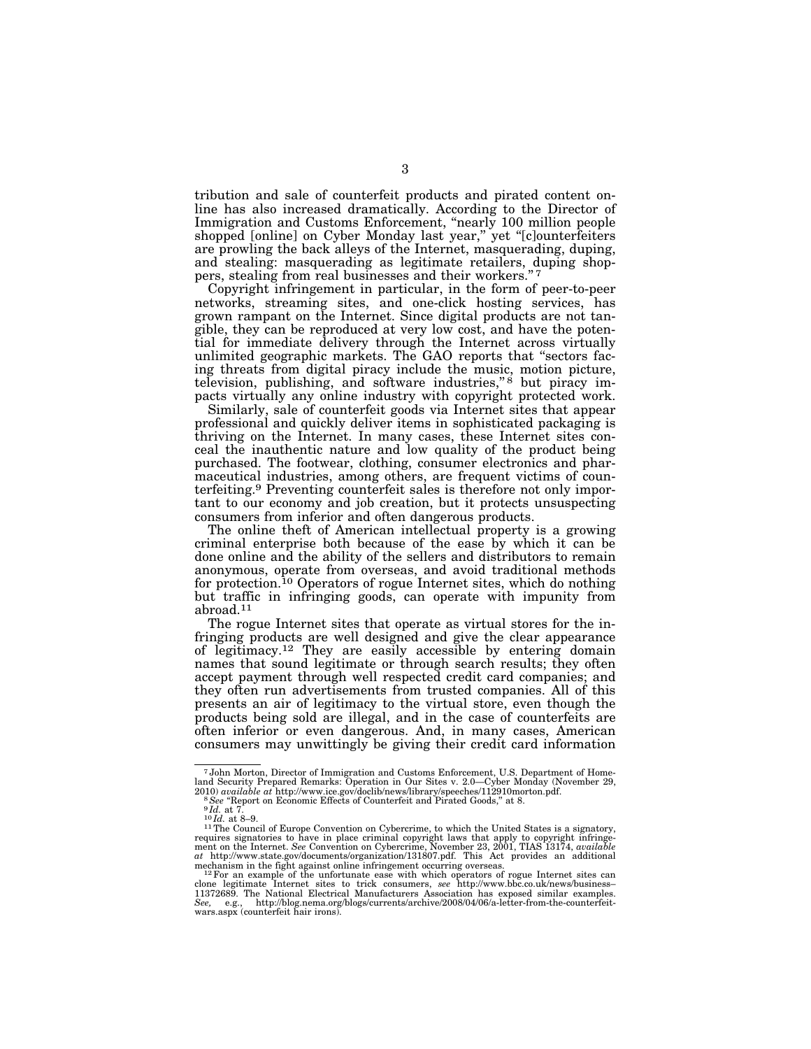tribution and sale of counterfeit products and pirated content online has also increased dramatically. According to the Director of Immigration and Customs Enforcement, "nearly 100 million people shopped [online] on Cyber Monday last year," yet "[c]ounterfeiters are prowling the back alleys of the Internet, masquerading, duping, and stealing: masquerading as legitimate retailers, duping shoppers, stealing from real businesses and their workers."[7]

Copyright infringement in particular, in the form of peer-to-peer networks, streaming sites, and one-click hosting services, has grown rampant on the Internet. Since digital products are not tangible, they can be reproduced at very low cost, and have the potential for immediate delivery through the Internet across virtually unlimited geographic markets. The GAO reports that "sectors facing threats from digital piracy include the music, motion picture, television, publishing, and software industries,"[8] but piracy impacts virtually any online industry with copyright protected work.

Similarly, sale of counterfeit goods via Internet sites that appear professional and quickly deliver items in sophisticated packaging is thriving on the Internet. In many cases, these Internet sites conceal the inauthentic nature and low quality of the product being purchased. The footwear, clothing, consumer electronics and pharmaceutical industries, among others, are frequent victims of counterfeiting.[9] Preventing counterfeit sales is therefore not only important to our economy and job creation, but it protects unsuspecting consumers from inferior and often dangerous products.

The online theft of American intellectual property is a growing criminal enterprise both because of the ease by which it can be done online and the ability of the sellers and distributors to remain anonymous, operate from overseas, and avoid traditional methods for protection.[10] Operators of rogue Internet sites, which do nothing but traffic in infringing goods, can operate with impunity from abroad.[11]

The rogue Internet sites that operate as virtual stores for the infringing products are well designed and give the clear appearance of legitimacy.[12] They are easily accessible by entering domain names that sound legitimate or through search results; they often accept payment through well respected credit card companies; and they often run advertisements from trusted companies. All of this presents an air of legitimacy to the virtual store, even though the products being sold are illegal, and in the case of counterfeits are often inferior or even dangerous. And, in many cases, American consumers may unwittingly be giving their credit card information

---

[7] John Morton, Director of Immigration and Customs Enforcement, U.S. Department of Homeland Security Prepared Remarks: Operation in Our Sites v. 2.0—Cyber Monday (November 29, 2010) *available at* http://www.ice.gov/doclib/news/library/speeches/112910morton.pdf.

[8] *See* "Report on Economic Effects of Counterfeit and Pirated Goods," at 8.

[9] *Id.* at 7.

[10] *Id.* at 8–9.

[11] The Council of Europe Convention on Cybercrime, to which the United States is a signatory, requires signatories to have in place criminal copyright laws that apply to copyright infringement on the Internet. *See* Convention on Cybercrime, November 23, 2001, TIAS 13174, *available at* http://www.state.gov/documents/organization/131807.pdf. This Act provides an additional mechanism in the fight against online infringement occurring overseas.

[12] For an example of the unfortunate ease with which operators of rogue Internet sites can clone legitimate Internet sites to trick consumers, *see* http://www.bbc.co.uk/news/business–11372689. The National Electrical Manufacturers Association has exposed similar examples. *See,* e.g., http://blog.nema.org/blogs/currents/archive/2008/04/06/a-letter-from-the-counterfeit-wars.aspx (counterfeit hair irons).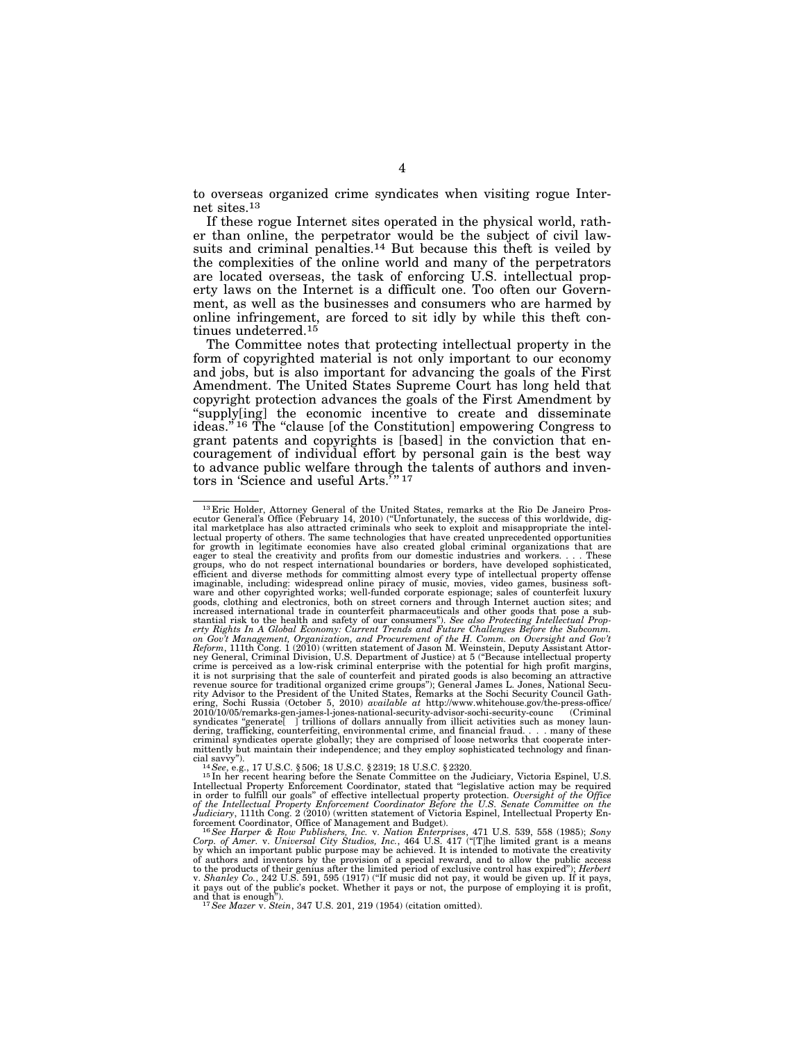to overseas organized crime syndicates when visiting rogue Internet sites.[13]

If these rogue Internet sites operated in the physical world, rather than online, the perpetrator would be the subject of civil lawsuits and criminal penalties.[14] But because this theft is veiled by the complexities of the online world and many of the perpetrators are located overseas, the task of enforcing U.S. intellectual property laws on the Internet is a difficult one. Too often our Government, as well as the businesses and consumers who are harmed by online infringement, are forced to sit idly by while this theft continues undeterred.[15]

The Committee notes that protecting intellectual property in the form of copyrighted material is not only important to our economy and jobs, but is also important for advancing the goals of the First Amendment. The United States Supreme Court has long held that copyright protection advances the goals of the First Amendment by "supply[ing] the economic incentive to create and disseminate ideas."[16] The "clause [of the Constitution] empowering Congress to grant patents and copyrights is [based] in the conviction that encouragement of individual effort by personal gain is the best way to advance public welfare through the talents of authors and inventors in 'Science and useful Arts.'"[17]

---

[13] Eric Holder, Attorney General of the United States, remarks at the Rio De Janeiro Prosecutor General's Office (February 14, 2010) ("Unfortunately, the success of this worldwide, digital marketplace has also attracted criminals who seek to exploit and misappropriate the intellectual property of others. The same technologies that have created unprecedented opportunities for growth in legitimate economies have also created global criminal organizations that are eager to steal the creativity and profits from our domestic industries and workers. . . . These groups, who do not respect international boundaries or borders, have developed sophisticated, efficient and diverse methods for committing almost every type of intellectual property offense imaginable, including: widespread online piracy of music, movies, video games, business software and other copyrighted works; well-funded corporate espionage; sales of counterfeit luxury goods, clothing and electronics, both on street corners and through Internet auction sites; and increased international trade in counterfeit pharmaceuticals and other goods that pose a substantial risk to the health and safety of our consumers"). *See also Protecting Intellectual Property Rights In A Global Economy: Current Trends and Future Challenges Before the Subcomm. on Gov't Management, Organization, and Procurement of the H. Comm. on Oversight and Gov't Reform*, 111th Cong. 1 (2010) (written statement of Jason M. Weinstein, Deputy Assistant Attorney General, Criminal Division, U.S. Department of Justice) at 5 ("Because intellectual property crime is perceived as a low-risk criminal enterprise with the potential for high profit margins, it is not surprising that the sale of counterfeit and pirated goods is also becoming an attractive revenue source for traditional organized crime groups"); General James L. Jones, National Security Advisor to the President of the United States, Remarks at the Sochi Security Council Gathering, Sochi Russia (October 5, 2010) *available at* http://www.whitehouse.gov/the-press-office/2010/10/05/remarks-gen-james-l-jones-national-security-advisor-sochi-security-counc (Criminal syndicates "generate[ ] trillions of dollars annually from illicit activities such as money laundering, trafficking, counterfeiting, environmental crime, and financial fraud. . . . many of these criminal syndicates operate globally; they are comprised of loose networks that cooperate intermittently but maintain their independence; and they employ sophisticated technology and financial savvy").

[14] *See*, e.g., 17 U.S.C. § 506; 18 U.S.C. § 2319; 18 U.S.C. § 2320.

[15] In her recent hearing before the Senate Committee on the Judiciary, Victoria Espinel, U.S. Intellectual Property Enforcement Coordinator, stated that "legislative action may be required in order to fulfill our goals" of effective intellectual property protection. *Oversight of the Office of the Intellectual Property Enforcement Coordinator Before the U.S. Senate Committee on the Judiciary*, 111th Cong. 2 (2010) (written statement of Victoria Espinel, Intellectual Property Enforcement Coordinator, Office of Management and Budget).

[16] *See Harper & Row Publishers, Inc.* v. *Nation Enterprises*, 471 U.S. 539, 558 (1985); *Sony Corp. of Amer.* v. *Universal City Studios, Inc.*, 464 U.S. 417 ("[T]he limited grant is a means by which an important public purpose may be achieved. It is intended to motivate the creativity of authors and inventors by the provision of a special reward, and to allow the public access to the products of their genius after the limited period of exclusive control has expired"); *Herbert* v. *Shanley Co.*, 242 U.S. 591, 595 (1917) ("If music did not pay, it would be given up. If it pays, it pays out of the public's pocket. Whether it pays or not, the purpose of employing it is profit, and that is enough").

[17] *See Mazer* v. *Stein*, 347 U.S. 201, 219 (1954) (citation omitted).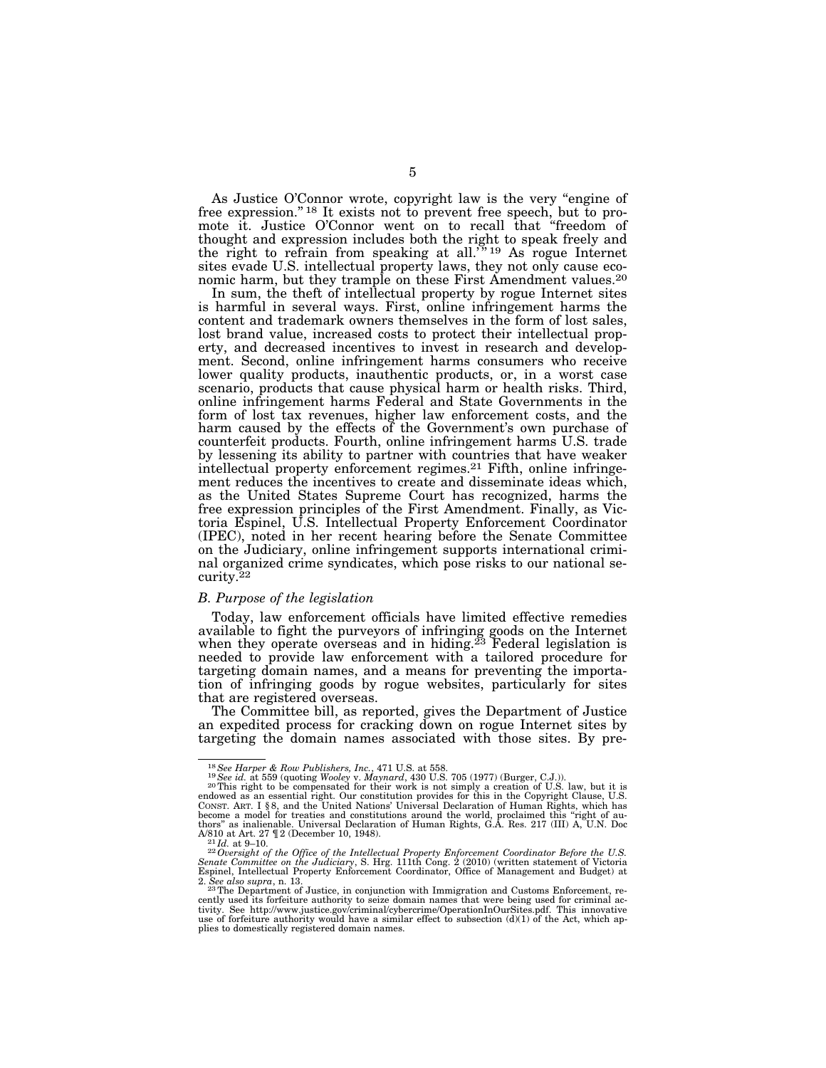As Justice O'Connor wrote, copyright law is the very "engine of free expression."[18] It exists not to prevent free speech, but to promote it. Justice O'Connor went on to recall that "freedom of thought and expression includes both the right to speak freely and the right to refrain from speaking at all.'"[19] As rogue Internet sites evade U.S. intellectual property laws, they not only cause economic harm, but they trample on these First Amendment values.[20]

In sum, the theft of intellectual property by rogue Internet sites is harmful in several ways. First, online infringement harms the content and trademark owners themselves in the form of lost sales, lost brand value, increased costs to protect their intellectual property, and decreased incentives to invest in research and development. Second, online infringement harms consumers who receive lower quality products, inauthentic products, or, in a worst case scenario, products that cause physical harm or health risks. Third, online infringement harms Federal and State Governments in the form of lost tax revenues, higher law enforcement costs, and the harm caused by the effects of the Government's own purchase of counterfeit products. Fourth, online infringement harms U.S. trade by lessening its ability to partner with countries that have weaker intellectual property enforcement regimes.[21] Fifth, online infringement reduces the incentives to create and disseminate ideas which, as the United States Supreme Court has recognized, harms the free expression principles of the First Amendment. Finally, as Victoria Espinel, U.S. Intellectual Property Enforcement Coordinator (IPEC), noted in her recent hearing before the Senate Committee on the Judiciary, online infringement supports international criminal organized crime syndicates, which pose risks to our national security.[22]

### *B. Purpose of the legislation*

Today, law enforcement officials have limited effective remedies available to fight the purveyors of infringing goods on the Internet when they operate overseas and in hiding.[23] Federal legislation is needed to provide law enforcement with a tailored procedure for targeting domain names, and a means for preventing the importation of infringing goods by rogue websites, particularly for sites that are registered overseas.

The Committee bill, as reported, gives the Department of Justice an expedited process for cracking down on rogue Internet sites by targeting the domain names associated with those sites. By pre-

---

[18] *See Harper & Row Publishers, Inc.*, 471 U.S. at 558.

[19] *See id.* at 559 (quoting *Wooley* v. *Maynard*, 430 U.S. 705 (1977) (Burger, C.J.)).

[20] This right to be compensated for their work is not simply a creation of U.S. law, but it is endowed as an essential right. Our constitution provides for this in the Copyright Clause, U.S. CONST. ART. I §8, and the United Nations' Universal Declaration of Human Rights, which has become a model for treaties and constitutions around the world, proclaimed this "right of authors" as inalienable. Universal Declaration of Human Rights, G.A. Res. 217 (III) A, U.N. Doc A/810 at Art. 27 ¶2 (December 10, 1948).

[21] *Id.* at 9–10.

[22] *Oversight of the Office of the Intellectual Property Enforcement Coordinator Before the U.S. Senate Committee on the Judiciary*, S. Hrg. 111th Cong. 2 (2010) (written statement of Victoria Espinel, Intellectual Property Enforcement Coordinator, Office of Management and Budget) at 2. *See also supra*, n. 13.

[23] The Department of Justice, in conjunction with Immigration and Customs Enforcement, recently used its forfeiture authority to seize domain names that were being used for criminal activity. See http://www.justice.gov/criminal/cybercrime/OperationInOurSites.pdf. This innovative use of forfeiture authority would have a similar effect to subsection (d)(1) of the Act, which applies to domestically registered domain names.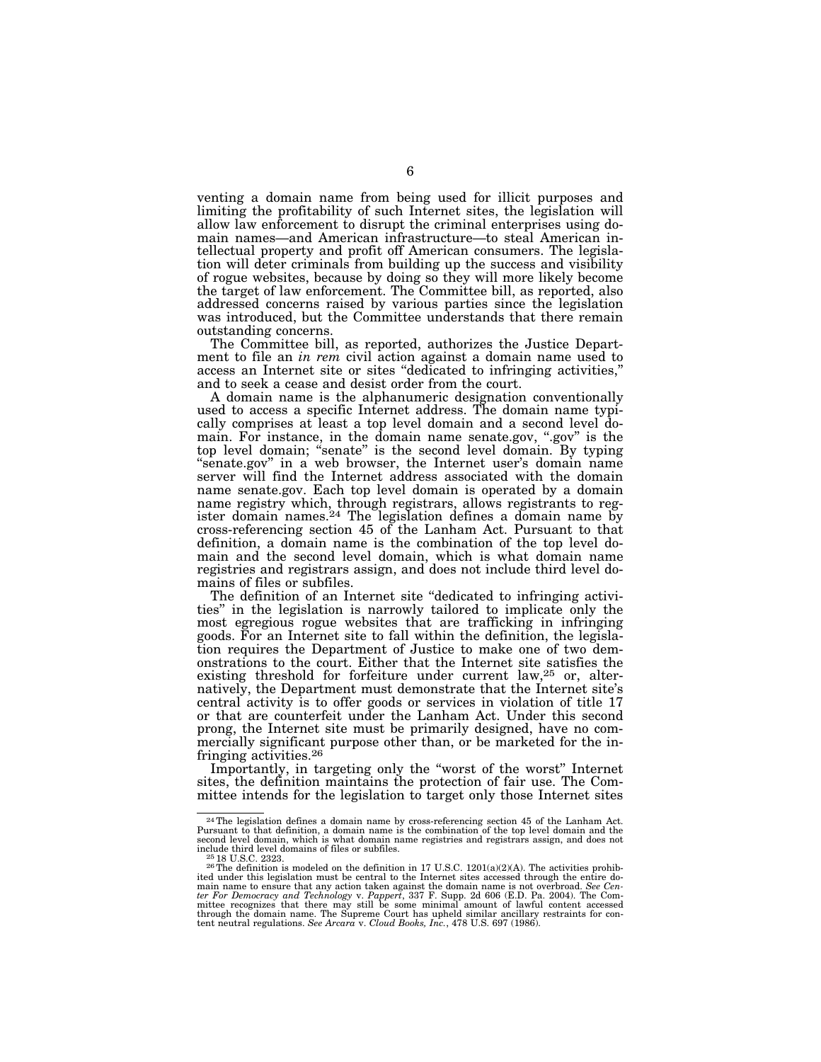venting a domain name from being used for illicit purposes and limiting the profitability of such Internet sites, the legislation will allow law enforcement to disrupt the criminal enterprises using domain names—and American infrastructure—to steal American intellectual property and profit off American consumers. The legislation will deter criminals from building up the success and visibility of rogue websites, because by doing so they will more likely become the target of law enforcement. The Committee bill, as reported, also addressed concerns raised by various parties since the legislation was introduced, but the Committee understands that there remain outstanding concerns.

The Committee bill, as reported, authorizes the Justice Department to file an *in rem* civil action against a domain name used to access an Internet site or sites "dedicated to infringing activities," and to seek a cease and desist order from the court.

A domain name is the alphanumeric designation conventionally used to access a specific Internet address. The domain name typically comprises at least a top level domain and a second level domain. For instance, in the domain name senate.gov, ".gov" is the top level domain; "senate" is the second level domain. By typing "senate.gov" in a web browser, the Internet user's domain name server will find the Internet address associated with the domain name senate.gov. Each top level domain is operated by a domain name registry which, through registrars, allows registrants to register domain names.[24] The legislation defines a domain name by cross-referencing section 45 of the Lanham Act. Pursuant to that definition, a domain name is the combination of the top level domain and the second level domain, which is what domain name registries and registrars assign, and does not include third level domains of files or subfiles.

The definition of an Internet site "dedicated to infringing activities" in the legislation is narrowly tailored to implicate only the most egregious rogue websites that are trafficking in infringing goods. For an Internet site to fall within the definition, the legislation requires the Department of Justice to make one of two demonstrations to the court. Either that the Internet site satisfies the existing threshold for forfeiture under current law,[25] or, alternatively, the Department must demonstrate that the Internet site's central activity is to offer goods or services in violation of title 17 or that are counterfeit under the Lanham Act. Under this second prong, the Internet site must be primarily designed, have no commercially significant purpose other than, or be marketed for the infringing activities.[26]

Importantly, in targeting only the "worst of the worst" Internet sites, the definition maintains the protection of fair use. The Committee intends for the legislation to target only those Internet sites

---

[24] The legislation defines a domain name by cross-referencing section 45 of the Lanham Act. Pursuant to that definition, a domain name is the combination of the top level domain and the second level domain, which is what domain name registries and registrars assign, and does not include third level domains of files or subfiles.

[25] 18 U.S.C. 2323.

[26] The definition is modeled on the definition in 17 U.S.C. 1201(a)(2)(A). The activities prohibited under this legislation must be central to the Internet sites accessed through the entire domain name to ensure that any action taken against the domain name is not overbroad. *See Center For Democracy and Technology* v. *Pappert*, 337 F. Supp. 2d 606 (E.D. Pa. 2004). The Committee recognizes that there may still be some minimal amount of lawful content accessed through the domain name. The Supreme Court has upheld similar ancillary restraints for content neutral regulations. *See Arcara* v. *Cloud Books, Inc.*, 478 U.S. 697 (1986).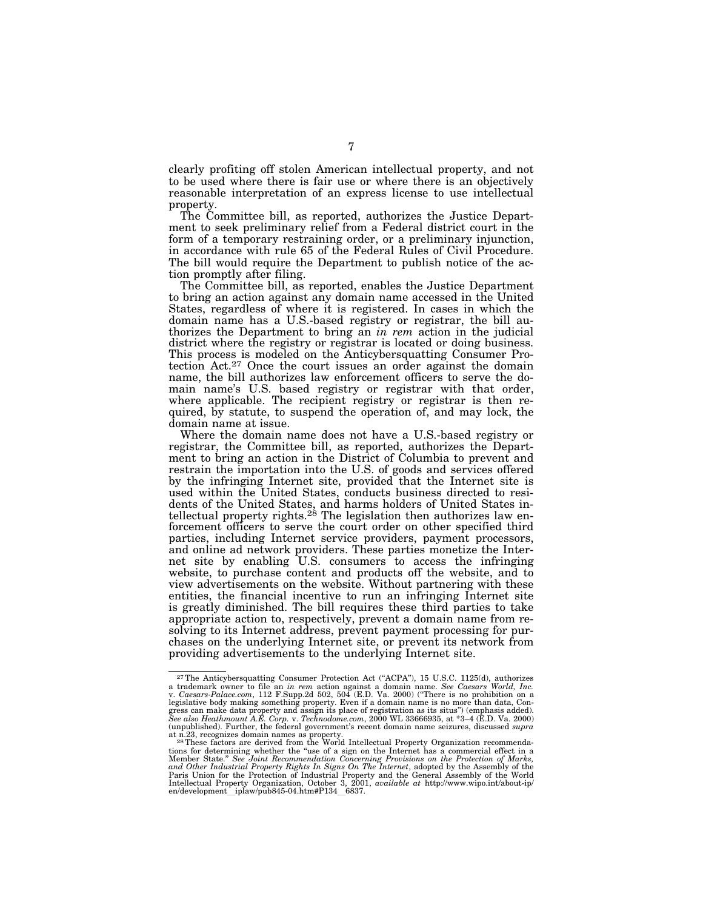clearly profiting off stolen American intellectual property, and not to be used where there is fair use or where there is an objectively reasonable interpretation of an express license to use intellectual property.

The Committee bill, as reported, authorizes the Justice Department to seek preliminary relief from a Federal district court in the form of a temporary restraining order, or a preliminary injunction, in accordance with rule 65 of the Federal Rules of Civil Procedure. The bill would require the Department to publish notice of the action promptly after filing.

The Committee bill, as reported, enables the Justice Department to bring an action against any domain name accessed in the United States, regardless of where it is registered. In cases in which the domain name has a U.S.-based registry or registrar, the bill authorizes the Department to bring an *in rem* action in the judicial district where the registry or registrar is located or doing business. This process is modeled on the Anticybersquatting Consumer Protection Act.[27] Once the court issues an order against the domain name, the bill authorizes law enforcement officers to serve the domain name's U.S. based registry or registrar with that order, where applicable. The recipient registry or registrar is then required, by statute, to suspend the operation of, and may lock, the domain name at issue.

Where the domain name does not have a U.S.-based registry or registrar, the Committee bill, as reported, authorizes the Department to bring an action in the District of Columbia to prevent and restrain the importation into the U.S. of goods and services offered by the infringing Internet site, provided that the Internet site is used within the United States, conducts business directed to residents of the United States, and harms holders of United States intellectual property rights.[28] The legislation then authorizes law enforcement officers to serve the court order on other specified third parties, including Internet service providers, payment processors, and online ad network providers. These parties monetize the Internet site by enabling U.S. consumers to access the infringing website, to purchase content and products off the website, and to view advertisements on the website. Without partnering with these entities, the financial incentive to run an infringing Internet site is greatly diminished. The bill requires these third parties to take appropriate action to, respectively, prevent a domain name from resolving to its Internet address, prevent payment processing for purchases on the underlying Internet site, or prevent its network from providing advertisements to the underlying Internet site.

---

[27] The Anticybersquatting Consumer Protection Act ("ACPA"), 15 U.S.C. 1125(d), authorizes a trademark owner to file an *in rem* action against a domain name. *See Caesars World, Inc.* v. *Caesars-Palace.com*, 112 F.Supp.2d 502, 504 (E.D. Va. 2000) ("There is no prohibition on a legislative body making something property. Even if a domain name is no more than data, Congress can make data property and assign its place of registration as its situs") (emphasis added). *See also Heathmount A.E. Corp.* v. *Technodome.com*, 2000 WL 33666935, at *3–4 (E.D. Va. 2000) (unpublished). Further, the federal government's recent domain name seizures, discussed *supra* at n.23, recognizes domain names as property.

[28] These factors are derived from the World Intellectual Property Organization recommendations for determining whether the "use of a sign on the Internet has a commercial effect in a Member State." *See Joint Recommendation Concerning Provisions on the Protection of Marks, and Other Industrial Property Rights In Signs On The Internet*, adopted by the Assembly of the Paris Union for the Protection of Industrial Property and the General Assembly of the World Intellectual Property Organization, October 3, 2001, *available at* http://www.wipo.int/about-ip/en/development__iplaw/pub845-04.htm#P134__6837.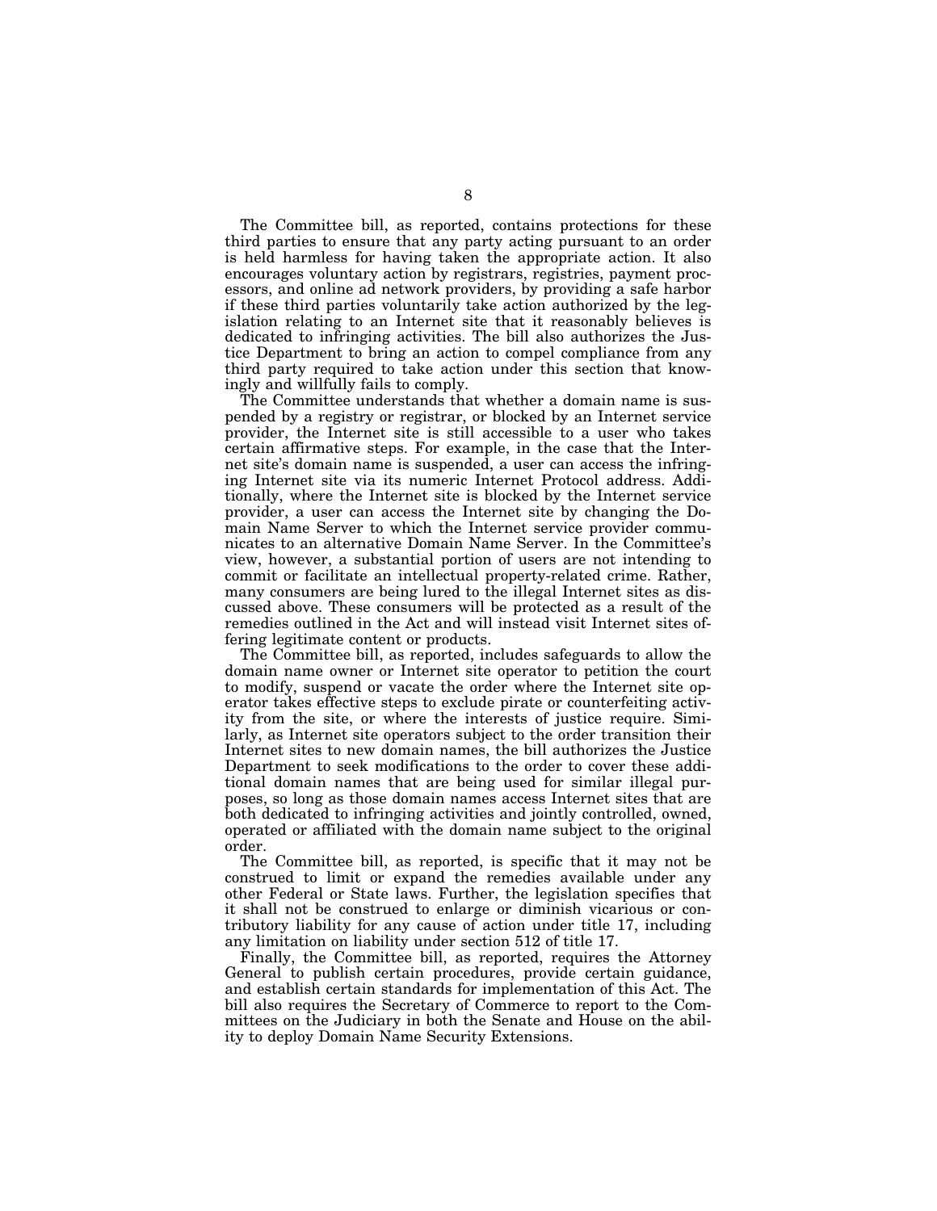The Committee bill, as reported, contains protections for these third parties to ensure that any party acting pursuant to an order is held harmless for having taken the appropriate action. It also encourages voluntary action by registrars, registries, payment processors, and online ad network providers, by providing a safe harbor if these third parties voluntarily take action authorized by the legislation relating to an Internet site that it reasonably believes is dedicated to infringing activities. The bill also authorizes the Justice Department to bring an action to compel compliance from any third party required to take action under this section that knowingly and willfully fails to comply.

The Committee understands that whether a domain name is suspended by a registry or registrar, or blocked by an Internet service provider, the Internet site is still accessible to a user who takes certain affirmative steps. For example, in the case that the Internet site's domain name is suspended, a user can access the infringing Internet site via its numeric Internet Protocol address. Additionally, where the Internet site is blocked by the Internet service provider, a user can access the Internet site by changing the Domain Name Server to which the Internet service provider communicates to an alternative Domain Name Server. In the Committee's view, however, a substantial portion of users are not intending to commit or facilitate an intellectual property-related crime. Rather, many consumers are being lured to the illegal Internet sites as discussed above. These consumers will be protected as a result of the remedies outlined in the Act and will instead visit Internet sites offering legitimate content or products.

The Committee bill, as reported, includes safeguards to allow the domain name owner or Internet site operator to petition the court to modify, suspend or vacate the order where the Internet site operator takes effective steps to exclude pirate or counterfeiting activity from the site, or where the interests of justice require. Similarly, as Internet site operators subject to the order transition their Internet sites to new domain names, the bill authorizes the Justice Department to seek modifications to the order to cover these additional domain names that are being used for similar illegal purposes, so long as those domain names access Internet sites that are both dedicated to infringing activities and jointly controlled, owned, operated or affiliated with the domain name subject to the original order.

The Committee bill, as reported, is specific that it may not be construed to limit or expand the remedies available under any other Federal or State laws. Further, the legislation specifies that it shall not be construed to enlarge or diminish vicarious or contributory liability for any cause of action under title 17, including any limitation on liability under section 512 of title 17.

Finally, the Committee bill, as reported, requires the Attorney General to publish certain procedures, provide certain guidance, and establish certain standards for implementation of this Act. The bill also requires the Secretary of Commerce to report to the Committees on the Judiciary in both the Senate and House on the ability to deploy Domain Name Security Extensions.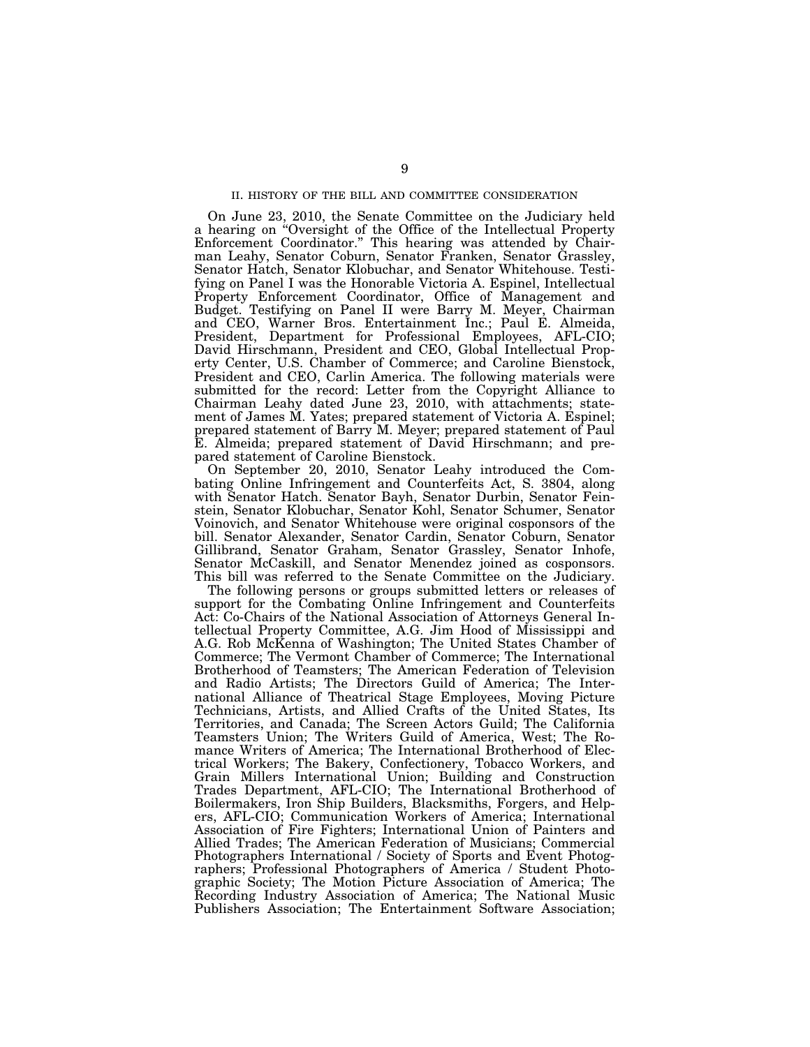## II. HISTORY OF THE BILL AND COMMITTEE CONSIDERATION

On June 23, 2010, the Senate Committee on the Judiciary held a hearing on "Oversight of the Office of the Intellectual Property Enforcement Coordinator." This hearing was attended by Chairman Leahy, Senator Coburn, Senator Franken, Senator Grassley, Senator Hatch, Senator Klobuchar, and Senator Whitehouse. Testifying on Panel I was the Honorable Victoria A. Espinel, Intellectual Property Enforcement Coordinator, Office of Management and Budget. Testifying on Panel II were Barry M. Meyer, Chairman and CEO, Warner Bros. Entertainment Inc.; Paul E. Almeida, President, Department for Professional Employees, AFL-CIO; David Hirschmann, President and CEO, Global Intellectual Property Center, U.S. Chamber of Commerce; and Caroline Bienstock, President and CEO, Carlin America. The following materials were submitted for the record: Letter from the Copyright Alliance to Chairman Leahy dated June 23, 2010, with attachments; statement of James M. Yates; prepared statement of Victoria A. Espinel; prepared statement of Barry M. Meyer; prepared statement of Paul E. Almeida; prepared statement of David Hirschmann; and prepared statement of Caroline Bienstock.

On September 20, 2010, Senator Leahy introduced the Combating Online Infringement and Counterfeits Act, S. 3804, along with Senator Hatch. Senator Bayh, Senator Durbin, Senator Feinstein, Senator Klobuchar, Senator Kohl, Senator Schumer, Senator Voinovich, and Senator Whitehouse were original cosponsors of the bill. Senator Alexander, Senator Cardin, Senator Coburn, Senator Gillibrand, Senator Graham, Senator Grassley, Senator Inhofe, Senator McCaskill, and Senator Menendez joined as cosponsors. This bill was referred to the Senate Committee on the Judiciary.

The following persons or groups submitted letters or releases of support for the Combating Online Infringement and Counterfeits Act: Co-Chairs of the National Association of Attorneys General Intellectual Property Committee, A.G. Jim Hood of Mississippi and A.G. Rob McKenna of Washington; The United States Chamber of Commerce; The Vermont Chamber of Commerce; The International Brotherhood of Teamsters; The American Federation of Television and Radio Artists; The Directors Guild of America; The International Alliance of Theatrical Stage Employees, Moving Picture Technicians, Artists, and Allied Crafts of the United States, Its Territories, and Canada; The Screen Actors Guild; The California Teamsters Union; The Writers Guild of America, West; The Romance Writers of America; The International Brotherhood of Electrical Workers; The Bakery, Confectionery, Tobacco Workers, and Grain Millers International Union; Building and Construction Trades Department, AFL-CIO; The International Brotherhood of Boilermakers, Iron Ship Builders, Blacksmiths, Forgers, and Helpers, AFL-CIO; Communication Workers of America; International Association of Fire Fighters; International Union of Painters and Allied Trades; The American Federation of Musicians; Commercial Photographers International / Society of Sports and Event Photographers; Professional Photographers of America / Student Photographic Society; The Motion Picture Association of America; The Recording Industry Association of America; The National Music Publishers Association; The Entertainment Software Association;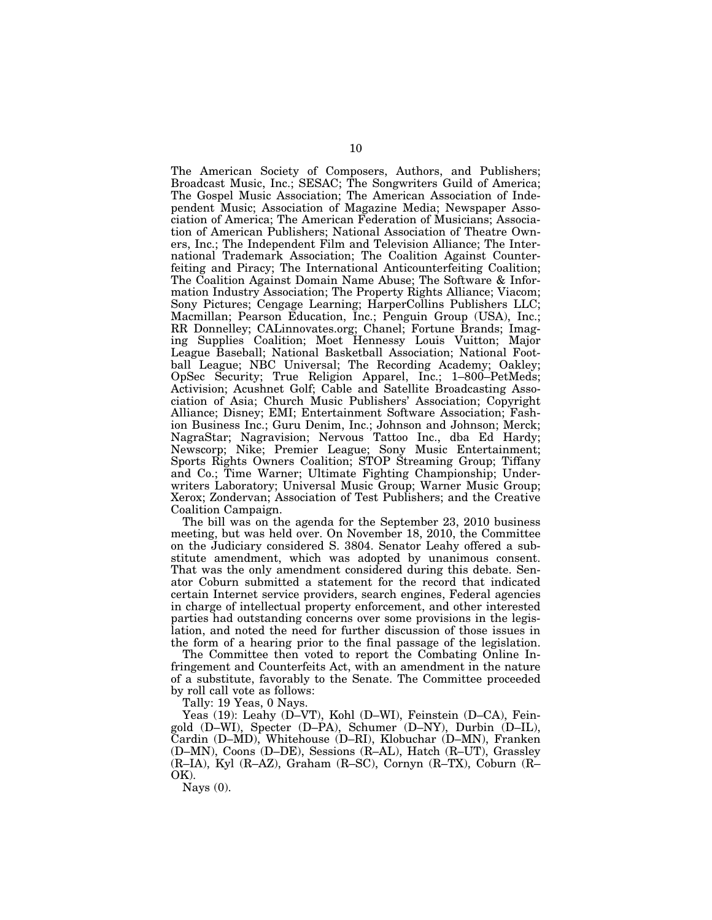The American Society of Composers, Authors, and Publishers; Broadcast Music, Inc.; SESAC; The Songwriters Guild of America; The Gospel Music Association; The American Association of Independent Music; Association of Magazine Media; Newspaper Association of America; The American Federation of Musicians; Association of American Publishers; National Association of Theatre Owners, Inc.; The Independent Film and Television Alliance; The International Trademark Association; The Coalition Against Counterfeiting and Piracy; The International Anticounterfeiting Coalition; The Coalition Against Domain Name Abuse; The Software & Information Industry Association; The Property Rights Alliance; Viacom; Sony Pictures; Cengage Learning; HarperCollins Publishers LLC; Macmillan; Pearson Education, Inc.; Penguin Group (USA), Inc.; RR Donnelley; CALinnovates.org; Chanel; Fortune Brands; Imaging Supplies Coalition; Moet Hennessy Louis Vuitton; Major League Baseball; National Basketball Association; National Football League; NBC Universal; The Recording Academy; Oakley; OpSec Security; True Religion Apparel, Inc.; 1–800–PetMeds; Activision; Acushnet Golf; Cable and Satellite Broadcasting Association of Asia; Church Music Publishers' Association; Copyright Alliance; Disney; EMI; Entertainment Software Association; Fashion Business Inc.; Guru Denim, Inc.; Johnson and Johnson; Merck; NagraStar; Nagravision; Nervous Tattoo Inc., dba Ed Hardy; Newscorp; Nike; Premier League; Sony Music Entertainment; Sports Rights Owners Coalition; STOP Streaming Group; Tiffany and Co.; Time Warner; Ultimate Fighting Championship; Underwriters Laboratory; Universal Music Group; Warner Music Group; Xerox; Zondervan; Association of Test Publishers; and the Creative Coalition Campaign.

The bill was on the agenda for the September 23, 2010 business meeting, but was held over. On November 18, 2010, the Committee on the Judiciary considered S. 3804. Senator Leahy offered a substitute amendment, which was adopted by unanimous consent. That was the only amendment considered during this debate. Senator Coburn submitted a statement for the record that indicated certain Internet service providers, search engines, Federal agencies in charge of intellectual property enforcement, and other interested parties had outstanding concerns over some provisions in the legislation, and noted the need for further discussion of those issues in the form of a hearing prior to the final passage of the legislation.

The Committee then voted to report the Combating Online Infringement and Counterfeits Act, with an amendment in the nature of a substitute, favorably to the Senate. The Committee proceeded by roll call vote as follows:

Tally: 19 Yeas, 0 Nays.

Yeas (19): Leahy (D–VT), Kohl (D–WI), Feinstein (D–CA), Feingold (D–WI), Specter (D–PA), Schumer (D–NY), Durbin (D–IL), Cardin (D–MD), Whitehouse (D–RI), Klobuchar (D–MN), Franken (D–MN), Coons (D–DE), Sessions (R–AL), Hatch (R–UT), Grassley (R–IA), Kyl (R–AZ), Graham (R–SC), Cornyn (R–TX), Coburn (R–OK).

Nays (0).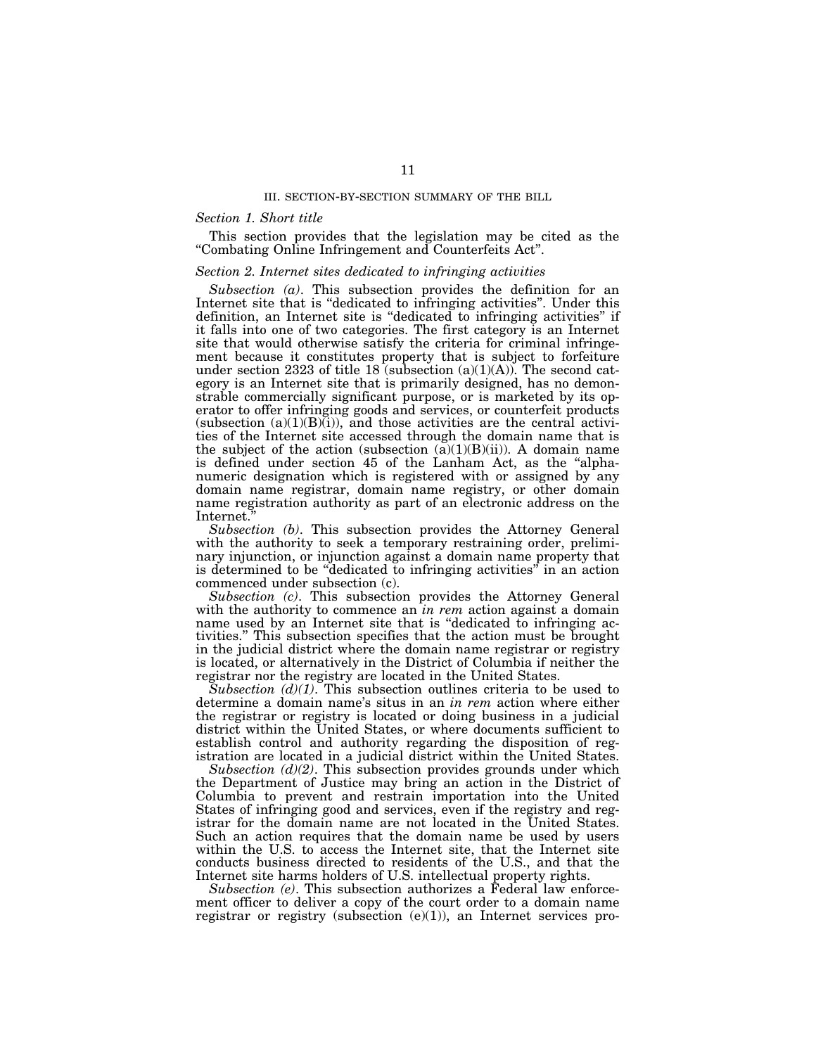## III. SECTION-BY-SECTION SUMMARY OF THE BILL

### *Section 1. Short title*

This section provides that the legislation may be cited as the "Combating Online Infringement and Counterfeits Act".

### *Section 2. Internet sites dedicated to infringing activities*

*Subsection (a)*. This subsection provides the definition for an Internet site that is "dedicated to infringing activities". Under this definition, an Internet site is "dedicated to infringing activities" if it falls into one of two categories. The first category is an Internet site that would otherwise satisfy the criteria for criminal infringement because it constitutes property that is subject to forfeiture under section 2323 of title 18 (subsection (a)(1)(A)). The second category is an Internet site that is primarily designed, has no demonstrable commercially significant purpose, or is marketed by its operator to offer infringing goods and services, or counterfeit products (subsection (a)(1)(B)(i)), and those activities are the central activities of the Internet site accessed through the domain name that is the subject of the action (subsection (a)(1)(B)(ii)). A domain name is defined under section 45 of the Lanham Act, as the "alphanumeric designation which is registered with or assigned by any domain name registrar, domain name registry, or other domain name registration authority as part of an electronic address on the Internet."

*Subsection (b)*. This subsection provides the Attorney General with the authority to seek a temporary restraining order, preliminary injunction, or injunction against a domain name property that is determined to be "dedicated to infringing activities" in an action commenced under subsection (c).

*Subsection (c)*. This subsection provides the Attorney General with the authority to commence an *in rem* action against a domain name used by an Internet site that is "dedicated to infringing activities." This subsection specifies that the action must be brought in the judicial district where the domain name registrar or registry is located, or alternatively in the District of Columbia if neither the registrar nor the registry are located in the United States.

*Subsection (d)(1)*. This subsection outlines criteria to be used to determine a domain name's situs in an *in rem* action where either the registrar or registry is located or doing business in a judicial district within the United States, or where documents sufficient to establish control and authority regarding the disposition of registration are located in a judicial district within the United States.

*Subsection (d)(2)*. This subsection provides grounds under which the Department of Justice may bring an action in the District of Columbia to prevent and restrain importation into the United States of infringing good and services, even if the registry and registrar for the domain name are not located in the United States. Such an action requires that the domain name be used by users within the U.S. to access the Internet site, that the Internet site conducts business directed to residents of the U.S., and that the Internet site harms holders of U.S. intellectual property rights.

*Subsection (e)*. This subsection authorizes a Federal law enforcement officer to deliver a copy of the court order to a domain name registrar or registry (subsection (e)(1)), an Internet services pro-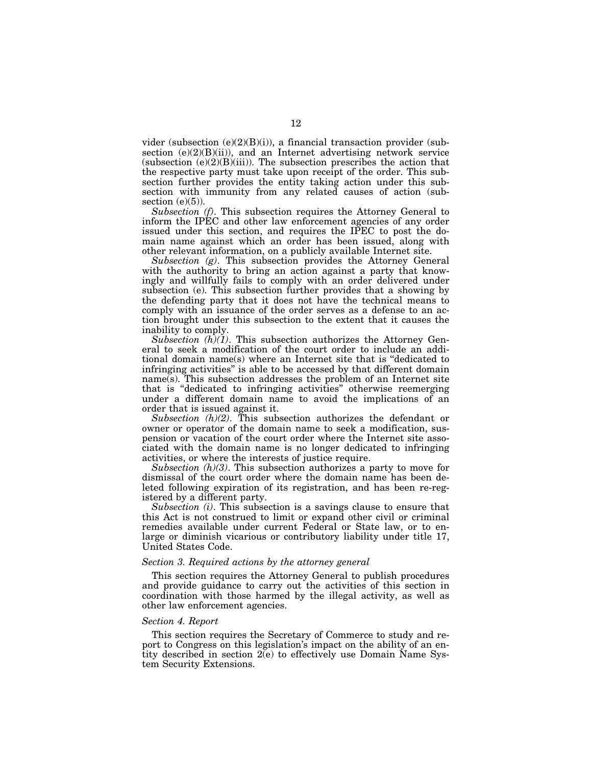vider (subsection (e)(2)(B)(i)), a financial transaction provider (subsection (e)(2)(B)(ii)), and an Internet advertising network service (subsection (e)(2)(B)(iii)). The subsection prescribes the action that the respective party must take upon receipt of the order. This subsection further provides the entity taking action under this subsection with immunity from any related causes of action (subsection (e)(5)).

*Subsection (f)*. This subsection requires the Attorney General to inform the IPEC and other law enforcement agencies of any order issued under this section, and requires the IPEC to post the domain name against which an order has been issued, along with other relevant information, on a publicly available Internet site.

*Subsection (g)*. This subsection provides the Attorney General with the authority to bring an action against a party that knowingly and willfully fails to comply with an order delivered under subsection (e). This subsection further provides that a showing by the defending party that it does not have the technical means to comply with an issuance of the order serves as a defense to an action brought under this subsection to the extent that it causes the inability to comply.

*Subsection (h)(1)*. This subsection authorizes the Attorney General to seek a modification of the court order to include an additional domain name(s) where an Internet site that is "dedicated to infringing activities" is able to be accessed by that different domain name(s). This subsection addresses the problem of an Internet site that is "dedicated to infringing activities" otherwise reemerging under a different domain name to avoid the implications of an order that is issued against it.

*Subsection (h)(2)*. This subsection authorizes the defendant or owner or operator of the domain name to seek a modification, suspension or vacation of the court order where the Internet site associated with the domain name is no longer dedicated to infringing activities, or where the interests of justice require.

*Subsection (h)(3)*. This subsection authorizes a party to move for dismissal of the court order where the domain name has been deleted following expiration of its registration, and has been re-registered by a different party.

*Subsection (i)*. This subsection is a savings clause to ensure that this Act is not construed to limit or expand other civil or criminal remedies available under current Federal or State law, or to enlarge or diminish vicarious or contributory liability under title 17, United States Code.

### *Section 3. Required actions by the attorney general*

This section requires the Attorney General to publish procedures and provide guidance to carry out the activities of this section in coordination with those harmed by the illegal activity, as well as other law enforcement agencies.

### *Section 4. Report*

This section requires the Secretary of Commerce to study and report to Congress on this legislation's impact on the ability of an entity described in section 2(e) to effectively use Domain Name System Security Extensions.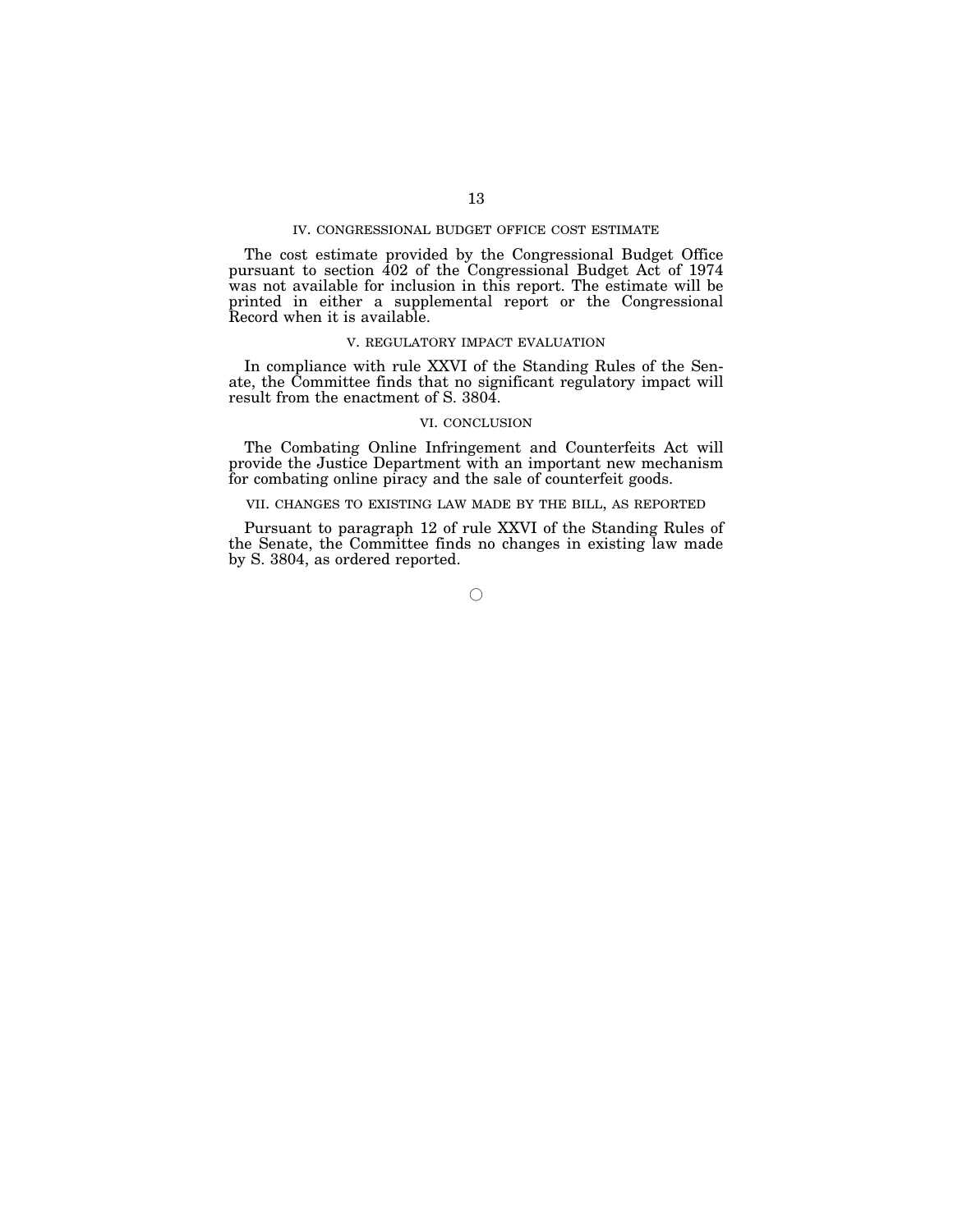## IV. CONGRESSIONAL BUDGET OFFICE COST ESTIMATE

The cost estimate provided by the Congressional Budget Office pursuant to section 402 of the Congressional Budget Act of 1974 was not available for inclusion in this report. The estimate will be printed in either a supplemental report or the Congressional Record when it is available.

## V. REGULATORY IMPACT EVALUATION

In compliance with rule XXVI of the Standing Rules of the Senate, the Committee finds that no significant regulatory impact will result from the enactment of S. 3804.

## VI. CONCLUSION

The Combating Online Infringement and Counterfeits Act will provide the Justice Department with an important new mechanism for combating online piracy and the sale of counterfeit goods.

## VII. CHANGES TO EXISTING LAW MADE BY THE BILL, AS REPORTED

Pursuant to paragraph 12 of rule XXVI of the Standing Rules of the Senate, the Committee finds no changes in existing law made by S. 3804, as ordered reported.

○